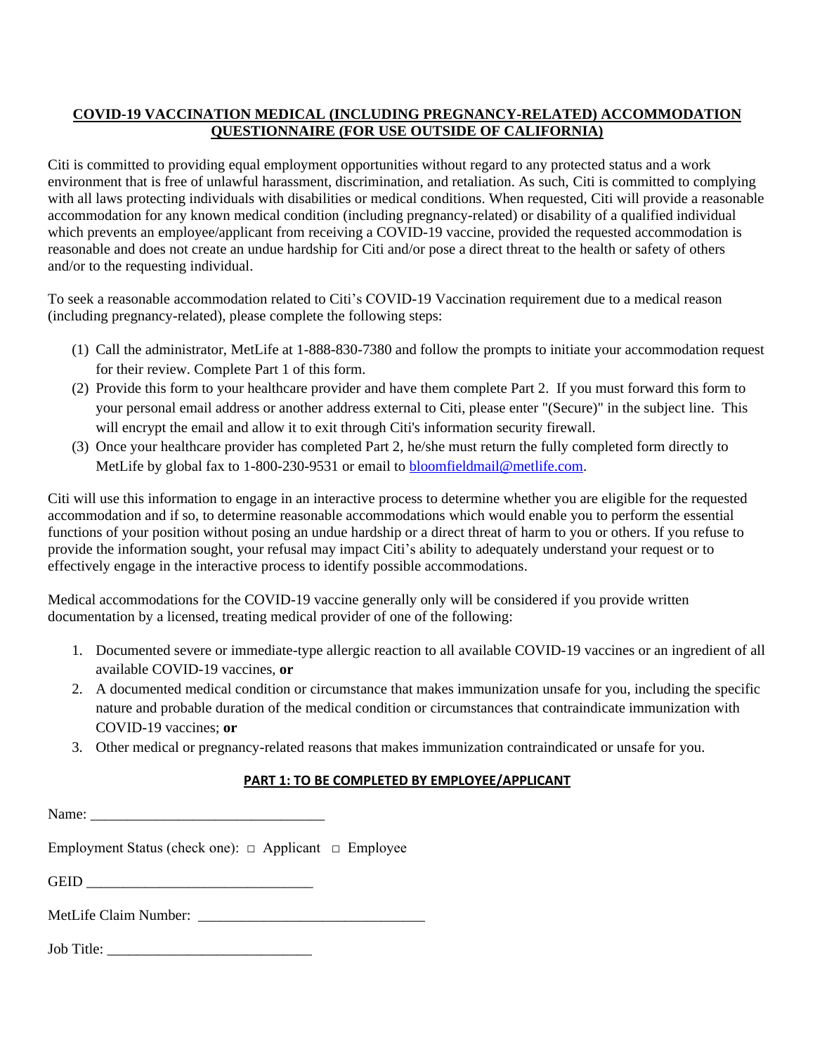# COVID-19 VACCINATION MEDICAL (INCLUDING PREGNANCY-RELATED) ACCOMMODATION QUESTIONNAIRE (FOR USE OUTSIDE OF CALIFORNIA)

Citi is committed to providing equal employment opportunities without regard to any protected status and a work environment that is free of unlawful harassment, discrimination, and retaliation. As such, Citi is committed to complying with all laws protecting individuals with disabilities or medical conditions. When requested, Citi will provide a reasonable accommodation for any known medical condition (including pregnancy-related) or disability of a qualified individual which prevents an employee/applicant from receiving a COVID-19 vaccine, provided the requested accommodation is reasonable and does not create an undue hardship for Citi and/or pose a direct threat to the health or safety of others and/or to the requesting individual.

To seek a reasonable accommodation related to Citi's COVID-19 Vaccination requirement due to a medical reason (including pregnancy-related), please complete the following steps:

(1) Call the administrator, MetLife at 1-888-830-7380 and follow the prompts to initiate your accommodation request for their review. Complete Part 1 of this form.

(2) Provide this form to your healthcare provider and have them complete Part 2. If you must forward this form to your personal email address or another address external to Citi, please enter "(Secure)" in the subject line. This will encrypt the email and allow it to exit through Citi's information security firewall.

(3) Once your healthcare provider has completed Part 2, he/she must return the fully completed form directly to MetLife by global fax to 1-800-230-9531 or email to bloomfieldmail@metlife.com.

Citi will use this information to engage in an interactive process to determine whether you are eligible for the requested accommodation and if so, to determine reasonable accommodations which would enable you to perform the essential functions of your position without posing an undue hardship or a direct threat of harm to you or others. If you refuse to provide the information sought, your refusal may impact Citi's ability to adequately understand your request or to effectively engage in the interactive process to identify possible accommodations.

Medical accommodations for the COVID-19 vaccine generally only will be considered if you provide written documentation by a licensed, treating medical provider of one of the following:

1. Documented severe or immediate-type allergic reaction to all available COVID-19 vaccines or an ingredient of all available COVID-19 vaccines, **or**
2. A documented medical condition or circumstance that makes immunization unsafe for you, including the specific nature and probable duration of the medical condition or circumstances that contraindicate immunization with COVID-19 vaccines; **or**
3. Other medical or pregnancy-related reasons that makes immunization contraindicated or unsafe for you.

## PART 1: TO BE COMPLETED BY EMPLOYEE/APPLICANT

Name: ________________________________

Employment Status (check one): □ Applicant □ Employee

GEID ________________________________

MetLife Claim Number: ________________________________

Job Title: ____________________________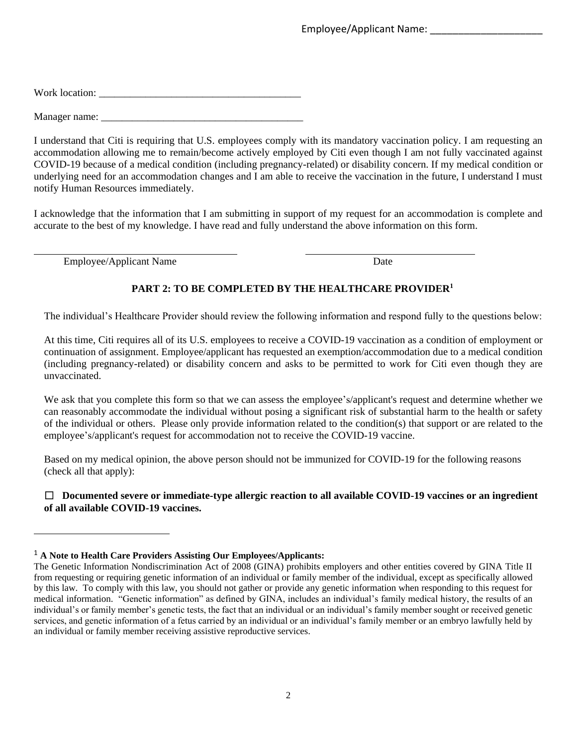Employee/Applicant Name: ____________________

Work location: ________________________________________

Manager name: ________________________________________

I understand that Citi is requiring that U.S. employees comply with its mandatory vaccination policy. I am requesting an accommodation allowing me to remain/become actively employed by Citi even though I am not fully vaccinated against COVID-19 because of a medical condition (including pregnancy-related) or disability concern. If my medical condition or underlying need for an accommodation changes and I am able to receive the vaccination in the future, I understand I must notify Human Resources immediately.

I acknowledge that the information that I am submitting in support of my request for an accommodation is complete and accurate to the best of my knowledge. I have read and fully understand the above information on this form.

________________________________________ ________________________________________

Employee/Applicant Name Date

## PART 2: TO BE COMPLETED BY THE HEALTHCARE PROVIDER[1]

The individual's Healthcare Provider should review the following information and respond fully to the questions below:

At this time, Citi requires all of its U.S. employees to receive a COVID-19 vaccination as a condition of employment or continuation of assignment. Employee/applicant has requested an exemption/accommodation due to a medical condition (including pregnancy-related) or disability concern and asks to be permitted to work for Citi even though they are unvaccinated.

We ask that you complete this form so that we can assess the employee's/applicant's request and determine whether we can reasonably accommodate the individual without posing a significant risk of substantial harm to the health or safety of the individual or others. Please only provide information related to the condition(s) that support or are related to the employee's/applicant's request for accommodation not to receive the COVID-19 vaccine.

Based on my medical opinion, the above person should not be immunized for COVID-19 for the following reasons (check all that apply):

☐ **Documented severe or immediate-type allergic reaction to all available COVID-19 vaccines or an ingredient of all available COVID-19 vaccines.**

---

[1] **A Note to Health Care Providers Assisting Our Employees/Applicants:**
The Genetic Information Nondiscrimination Act of 2008 (GINA) prohibits employers and other entities covered by GINA Title II from requesting or requiring genetic information of an individual or family member of the individual, except as specifically allowed by this law. To comply with this law, you should not gather or provide any genetic information when responding to this request for medical information. "Genetic information" as defined by GINA, includes an individual's family medical history, the results of an individual's or family member's genetic tests, the fact that an individual or an individual's family member sought or received genetic services, and genetic information of a fetus carried by an individual or an individual's family member or an embryo lawfully held by an individual or family member receiving assistive reproductive services.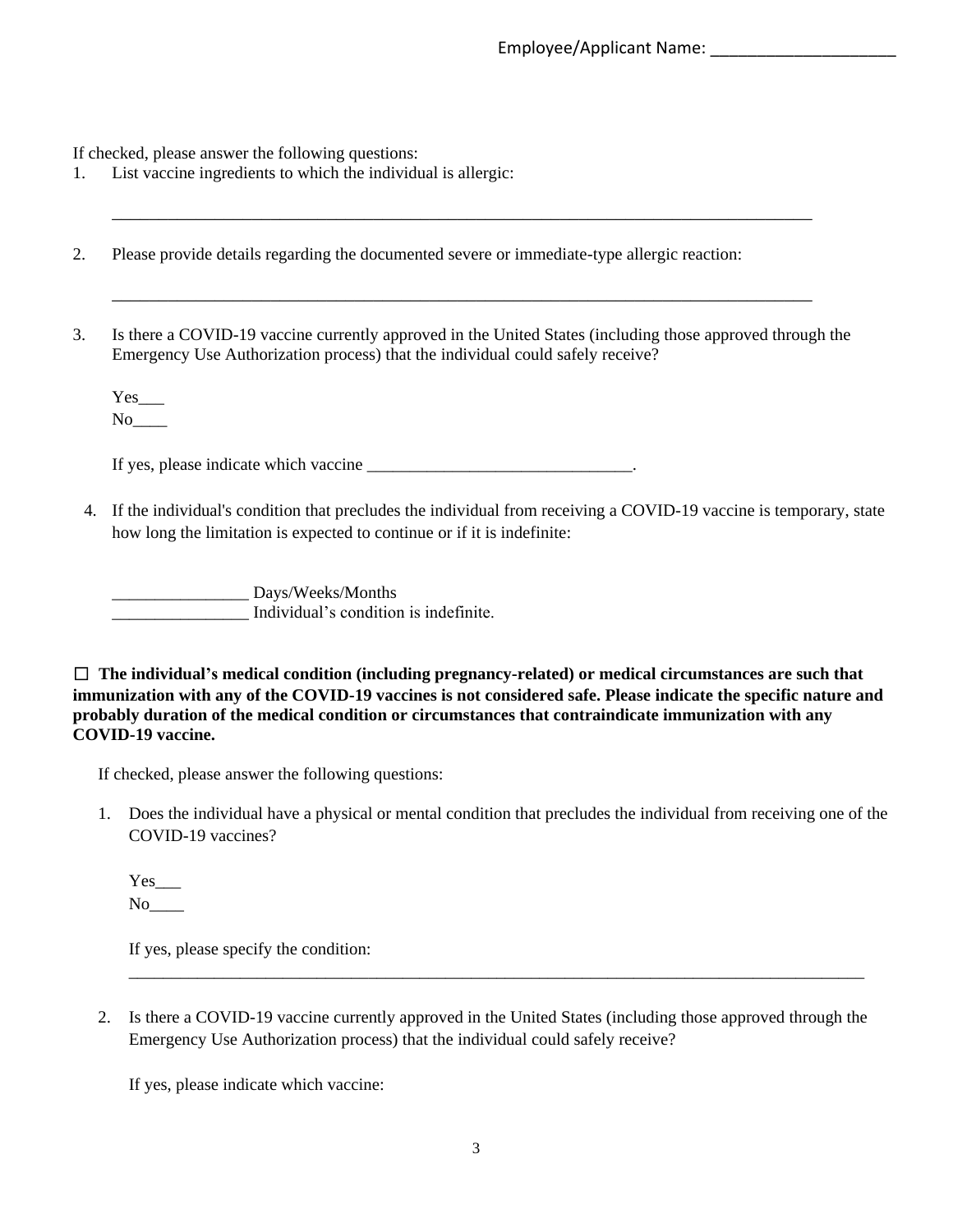Employee/Applicant Name: ____________________

If checked, please answer the following questions:

1. List vaccine ingredients to which the individual is allergic:

   ________________________________________________________________________________

2. Please provide details regarding the documented severe or immediate-type allergic reaction:

   ________________________________________________________________________________

3. Is there a COVID-19 vaccine currently approved in the United States (including those approved through the Emergency Use Authorization process) that the individual could safely receive?

   Yes___
   No____

   If yes, please indicate which vaccine _______________________________.

4. If the individual's condition that precludes the individual from receiving a COVID-19 vaccine is temporary, state how long the limitation is expected to continue or if it is indefinite:

   ________________ Days/Weeks/Months
   ________________ Individual's condition is indefinite.

☐ **The individual's medical condition (including pregnancy-related) or medical circumstances are such that immunization with any of the COVID-19 vaccines is not considered safe. Please indicate the specific nature and probably duration of the medical condition or circumstances that contraindicate immunization with any COVID-19 vaccine.**

If checked, please answer the following questions:

1. Does the individual have a physical or mental condition that precludes the individual from receiving one of the COVID-19 vaccines?

   Yes___
   No____

   If yes, please specify the condition:
   ________________________________________________________________________________

2. Is there a COVID-19 vaccine currently approved in the United States (including those approved through the Emergency Use Authorization process) that the individual could safely receive?

   If yes, please indicate which vaccine: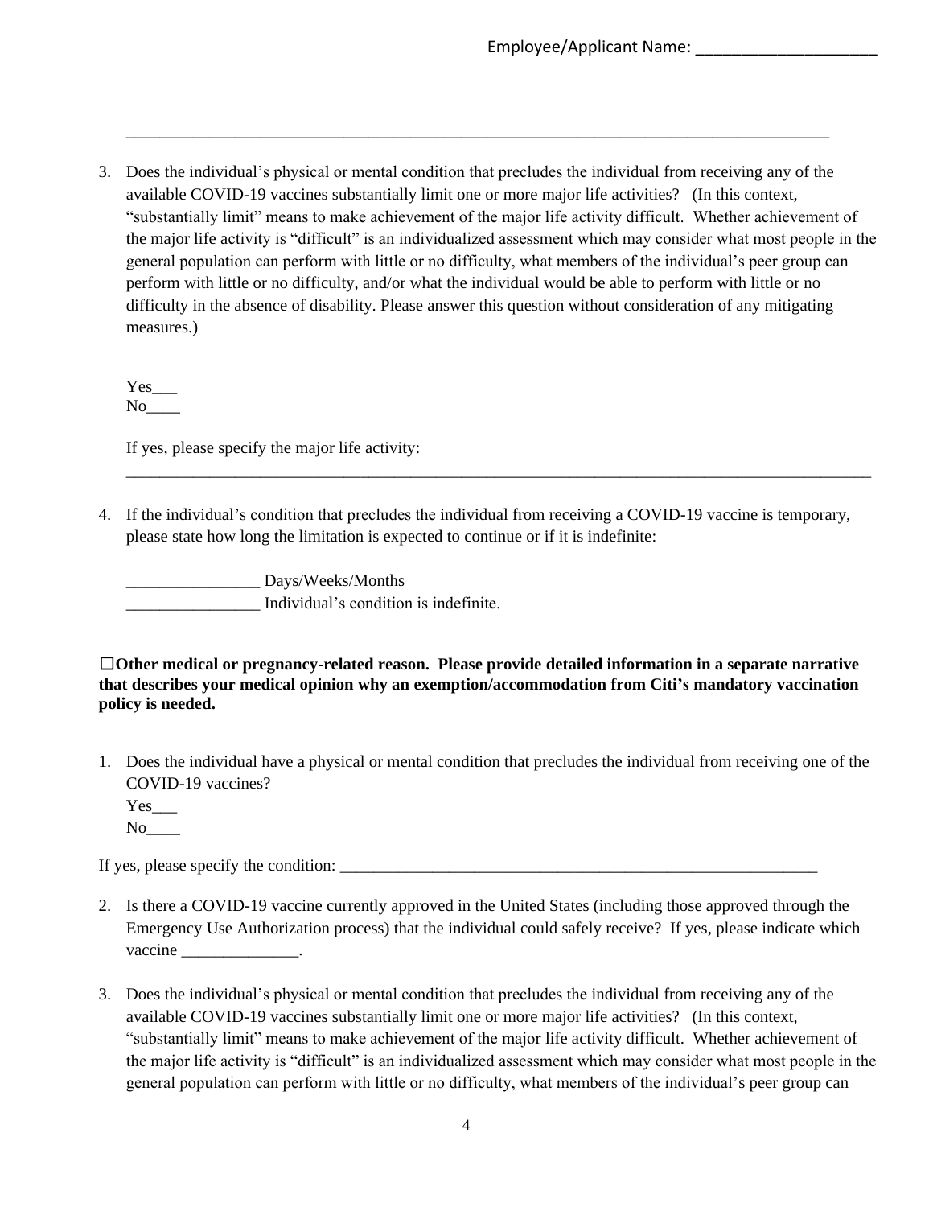Employee/Applicant Name: ____________________

_____________________________________________________________________________________

3. Does the individual's physical or mental condition that precludes the individual from receiving any of the available COVID-19 vaccines substantially limit one or more major life activities? (In this context, "substantially limit" means to make achievement of the major life activity difficult. Whether achievement of the major life activity is "difficult" is an individualized assessment which may consider what most people in the general population can perform with little or no difficulty, what members of the individual's peer group can perform with little or no difficulty, and/or what the individual would be able to perform with little or no difficulty in the absence of disability. Please answer this question without consideration of any mitigating measures.)

   Yes___
   No____

   If yes, please specify the major life activity:
   _____________________________________________________________________________________

4. If the individual's condition that precludes the individual from receiving a COVID-19 vaccine is temporary, please state how long the limitation is expected to continue or if it is indefinite:

   ________________ Days/Weeks/Months
   ________________ Individual's condition is indefinite.

☐**Other medical or pregnancy-related reason. Please provide detailed information in a separate narrative that describes your medical opinion why an exemption/accommodation from Citi's mandatory vaccination policy is needed.**

1. Does the individual have a physical or mental condition that precludes the individual from receiving one of the COVID-19 vaccines?
   Yes___
   No____

If yes, please specify the condition: ______________________________________________________________

2. Is there a COVID-19 vaccine currently approved in the United States (including those approved through the Emergency Use Authorization process) that the individual could safely receive? If yes, please indicate which vaccine ______________.

3. Does the individual's physical or mental condition that precludes the individual from receiving any of the available COVID-19 vaccines substantially limit one or more major life activities? (In this context, "substantially limit" means to make achievement of the major life activity difficult. Whether achievement of the major life activity is "difficult" is an individualized assessment which may consider what most people in the general population can perform with little or no difficulty, what members of the individual's peer group can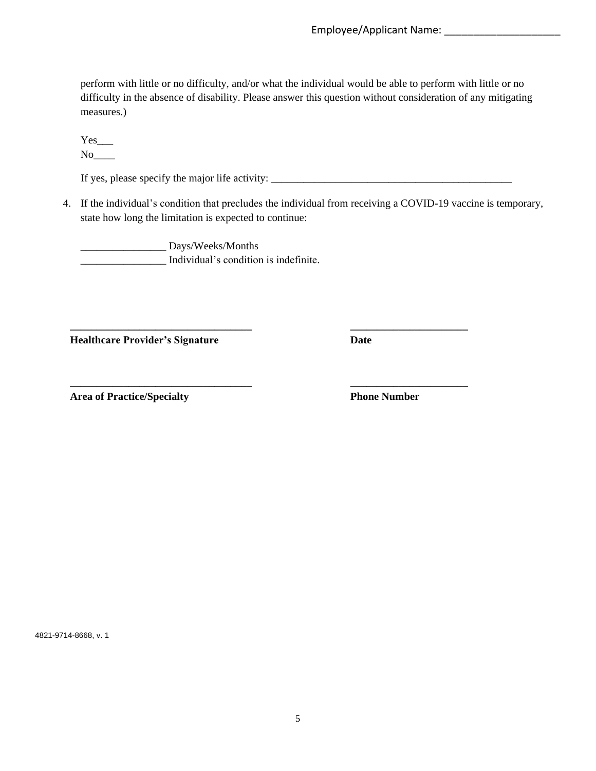Employee/Applicant Name: ____________________

perform with little or no difficulty, and/or what the individual would be able to perform with little or no difficulty in the absence of disability. Please answer this question without consideration of any mitigating measures.)

Yes___
No____

If yes, please specify the major life activity: _______________________________________________

4. If the individual's condition that precludes the individual from receiving a COVID-19 vaccine is temporary, state how long the limitation is expected to continue:

________________ Days/Weeks/Months
________________ Individual's condition is indefinite.

__________________________________ &nbsp;&nbsp;&nbsp;&nbsp;&nbsp;&nbsp;&nbsp;&nbsp; ______________________
**Healthcare Provider's Signature** &nbsp;&nbsp;&nbsp;&nbsp;&nbsp;&nbsp;&nbsp;&nbsp; **Date**

__________________________________ &nbsp;&nbsp;&nbsp;&nbsp;&nbsp;&nbsp;&nbsp;&nbsp; ______________________
**Area of Practice/Specialty** &nbsp;&nbsp;&nbsp;&nbsp;&nbsp;&nbsp;&nbsp;&nbsp; **Phone Number**

4821-9714-8668, v. 1